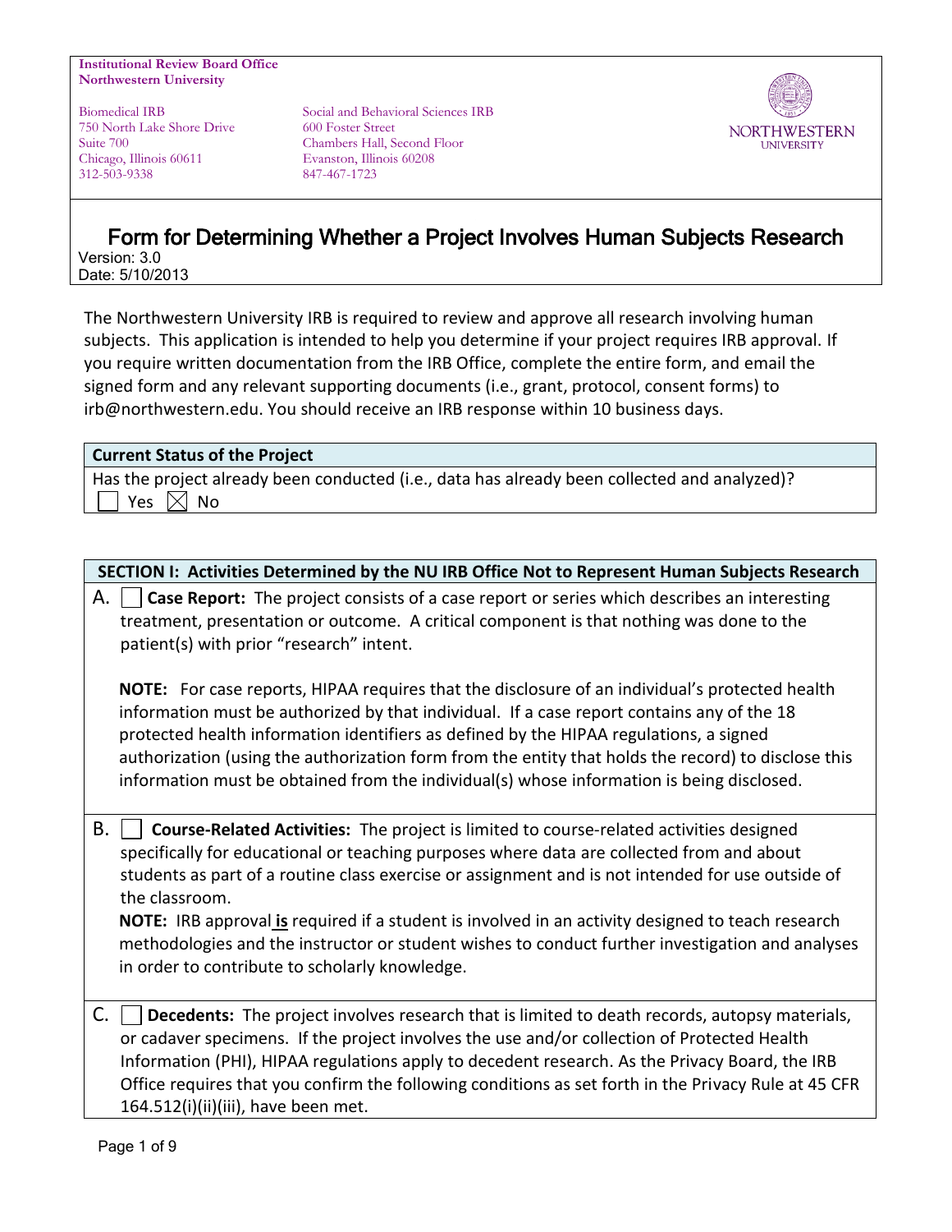**Institutional Review Board Office**
**Northwestern University**

Biomedical IRB
750 North Lake Shore Drive
Suite 700
Chicago, Illinois 60611
312-503-9338

Social and Behavioral Sciences IRB
600 Foster Street
Chambers Hall, Second Floor
Evanston, Illinois 60208
847-467-1723

NORTHWESTERN UNIVERSITY

# Form for Determining Whether a Project Involves Human Subjects Research

Version: 3.0
Date: 5/10/2013

The Northwestern University IRB is required to review and approve all research involving human subjects. This application is intended to help you determine if your project requires IRB approval. If you require written documentation from the IRB Office, complete the entire form, and email the signed form and any relevant supporting documents (i.e., grant, protocol, consent forms) to irb@northwestern.edu. You should receive an IRB response within 10 business days.

| **Current Status of the Project** |
|---|
| Has the project already been conducted (i.e., data has already been collected and analyzed)? ☐ Yes ☒ No |

## SECTION I: Activities Determined by the NU IRB Office Not to Represent Human Subjects Research

A. ☐ **Case Report:** The project consists of a case report or series which describes an interesting treatment, presentation or outcome. A critical component is that nothing was done to the patient(s) with prior "research" intent.

**NOTE:** For case reports, HIPAA requires that the disclosure of an individual's protected health information must be authorized by that individual. If a case report contains any of the 18 protected health information identifiers as defined by the HIPAA regulations, a signed authorization (using the authorization form from the entity that holds the record) to disclose this information must be obtained from the individual(s) whose information is being disclosed.

B. ☐ **Course-Related Activities:** The project is limited to course-related activities designed specifically for educational or teaching purposes where data are collected from and about students as part of a routine class exercise or assignment and is not intended for use outside of the classroom.
**NOTE:** IRB approval **is** required if a student is involved in an activity designed to teach research methodologies and the instructor or student wishes to conduct further investigation and analyses in order to contribute to scholarly knowledge.

C. ☐ **Decedents:** The project involves research that is limited to death records, autopsy materials, or cadaver specimens. If the project involves the use and/or collection of Protected Health Information (PHI), HIPAA regulations apply to decedent research. As the Privacy Board, the IRB Office requires that you confirm the following conditions as set forth in the Privacy Rule at 45 CFR 164.512(i)(ii)(iii), have been met.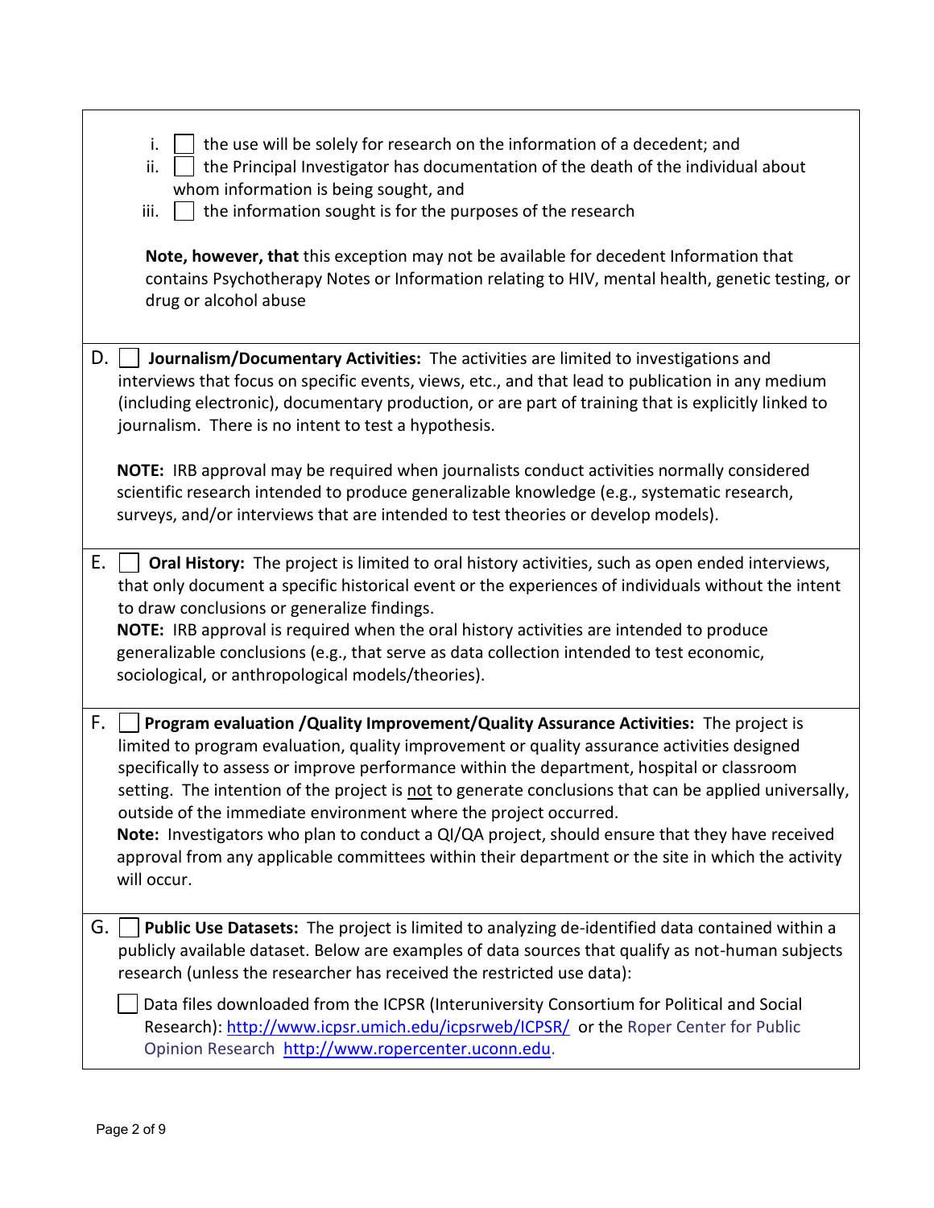i. ☐ the use will be solely for research on the information of a decedent; and

ii. ☐ the Principal Investigator has documentation of the death of the individual about whom information is being sought, and

iii. ☐ the information sought is for the purposes of the research

**Note, however, that** this exception may not be available for decedent Information that contains Psychotherapy Notes or Information relating to HIV, mental health, genetic testing, or drug or alcohol abuse

D. ☐ **Journalism/Documentary Activities:** The activities are limited to investigations and interviews that focus on specific events, views, etc., and that lead to publication in any medium (including electronic), documentary production, or are part of training that is explicitly linked to journalism. There is no intent to test a hypothesis.

**NOTE:** IRB approval may be required when journalists conduct activities normally considered scientific research intended to produce generalizable knowledge (e.g., systematic research, surveys, and/or interviews that are intended to test theories or develop models).

E. ☐ **Oral History:** The project is limited to oral history activities, such as open ended interviews, that only document a specific historical event or the experiences of individuals without the intent to draw conclusions or generalize findings.
**NOTE:** IRB approval is required when the oral history activities are intended to produce generalizable conclusions (e.g., that serve as data collection intended to test economic, sociological, or anthropological models/theories).

F. ☐ **Program evaluation /Quality Improvement/Quality Assurance Activities:** The project is limited to program evaluation, quality improvement or quality assurance activities designed specifically to assess or improve performance within the department, hospital or classroom setting. The intention of the project is <u>not</u> to generate conclusions that can be applied universally, outside of the immediate environment where the project occurred.
**Note:** Investigators who plan to conduct a QI/QA project, should ensure that they have received approval from any applicable committees within their department or the site in which the activity will occur.

G. ☐ **Public Use Datasets:** The project is limited to analyzing de-identified data contained within a publicly available dataset. Below are examples of data sources that qualify as not-human subjects research (unless the researcher has received the restricted use data):

☐ Data files downloaded from the ICPSR (Interuniversity Consortium for Political and Social Research): http://www.icpsr.umich.edu/icpsrweb/ICPSR/ or the Roper Center for Public Opinion Research http://www.ropercenter.uconn.edu.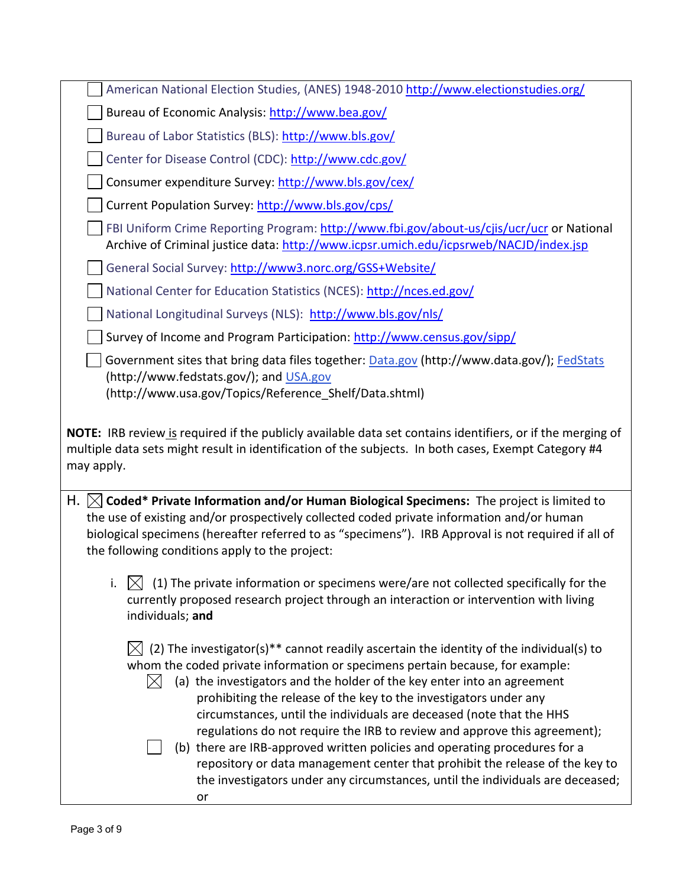- [ ] American National Election Studies, (ANES) 1948-2010 http://www.electionstudies.org/
- [ ] Bureau of Economic Analysis: http://www.bea.gov/
- [ ] Bureau of Labor Statistics (BLS): http://www.bls.gov/
- [ ] Center for Disease Control (CDC): http://www.cdc.gov/
- [ ] Consumer expenditure Survey: http://www.bls.gov/cex/
- [ ] Current Population Survey: http://www.bls.gov/cps/
- [ ] FBI Uniform Crime Reporting Program: http://www.fbi.gov/about-us/cjis/ucr/ucr or National Archive of Criminal justice data: http://www.icpsr.umich.edu/icpsrweb/NACJD/index.jsp
- [ ] General Social Survey: http://www3.norc.org/GSS+Website/
- [ ] National Center for Education Statistics (NCES): http://nces.ed.gov/
- [ ] National Longitudinal Surveys (NLS): http://www.bls.gov/nls/
- [ ] Survey of Income and Program Participation: http://www.census.gov/sipp/
- [ ] Government sites that bring data files together: Data.gov (http://www.data.gov/); FedStats (http://www.fedstats.gov/); and USA.gov (http://www.usa.gov/Topics/Reference_Shelf/Data.shtml)

**NOTE:** IRB review is required if the publicly available data set contains identifiers, or if the merging of multiple data sets might result in identification of the subjects. In both cases, Exempt Category #4 may apply.

H. [x] **Coded* Private Information and/or Human Biological Specimens:** The project is limited to the use of existing and/or prospectively collected coded private information and/or human biological specimens (hereafter referred to as "specimens"). IRB Approval is not required if all of the following conditions apply to the project:

i. [x] (1) The private information or specimens were/are not collected specifically for the currently proposed research project through an interaction or intervention with living individuals; **and**

[x] (2) The investigator(s)** cannot readily ascertain the identity of the individual(s) to whom the coded private information or specimens pertain because, for example:

- [x] (a) the investigators and the holder of the key enter into an agreement prohibiting the release of the key to the investigators under any circumstances, until the individuals are deceased (note that the HHS regulations do not require the IRB to review and approve this agreement);
- [ ] (b) there are IRB-approved written policies and operating procedures for a repository or data management center that prohibit the release of the key to the investigators under any circumstances, until the individuals are deceased; or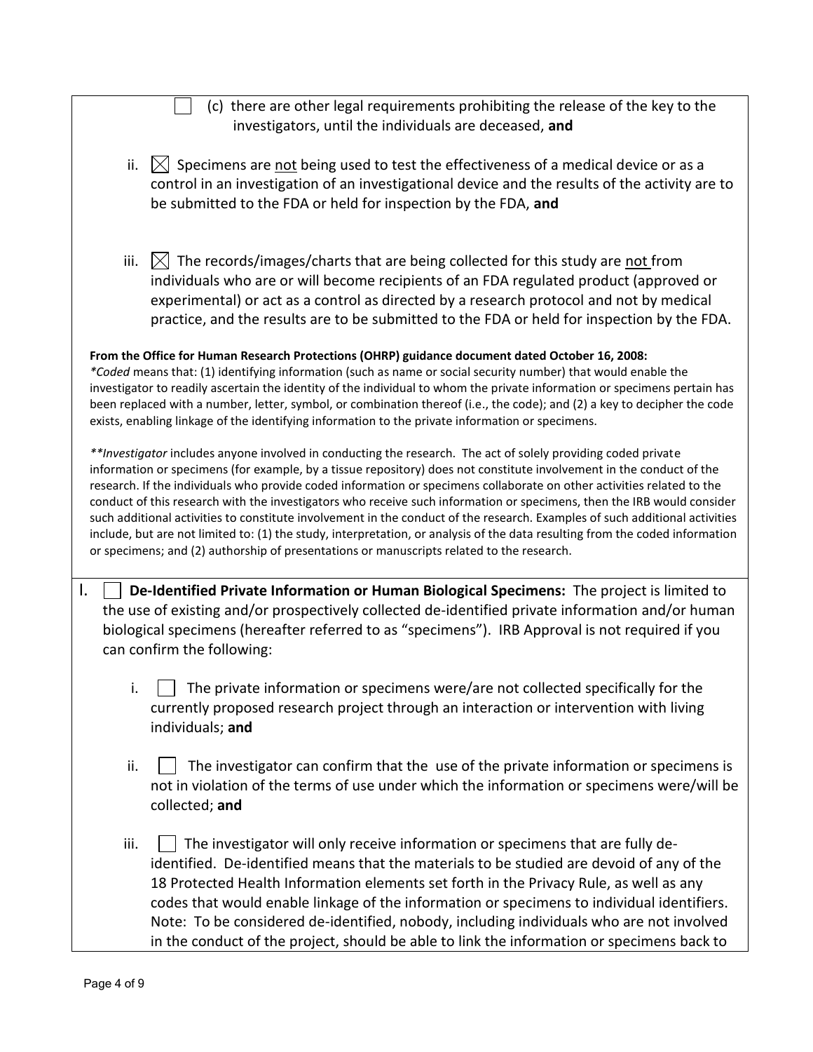☐ (c) there are other legal requirements prohibiting the release of the key to the investigators, until the individuals are deceased, **and**

ii. ☒ Specimens are <u>not</u> being used to test the effectiveness of a medical device or as a control in an investigation of an investigational device and the results of the activity are to be submitted to the FDA or held for inspection by the FDA, **and**

iii. ☒ The records/images/charts that are being collected for this study are <u>not</u> from individuals who are or will become recipients of an FDA regulated product (approved or experimental) or act as a control as directed by a research protocol and not by medical practice, and the results are to be submitted to the FDA or held for inspection by the FDA.

**From the Office for Human Research Protections (OHRP) guidance document dated October 16, 2008:**
*\*Coded* means that: (1) identifying information (such as name or social security number) that would enable the investigator to readily ascertain the identity of the individual to whom the private information or specimens pertain has been replaced with a number, letter, symbol, or combination thereof (i.e., the code); and (2) a key to decipher the code exists, enabling linkage of the identifying information to the private information or specimens.

*\*\*Investigator* includes anyone involved in conducting the research. The act of solely providing coded private information or specimens (for example, by a tissue repository) does not constitute involvement in the conduct of the research. If the individuals who provide coded information or specimens collaborate on other activities related to the conduct of this research with the investigators who receive such information or specimens, then the IRB would consider such additional activities to constitute involvement in the conduct of the research. Examples of such additional activities include, but are not limited to: (1) the study, interpretation, or analysis of the data resulting from the coded information or specimens; and (2) authorship of presentations or manuscripts related to the research.

I. ☐ **De-Identified Private Information or Human Biological Specimens:** The project is limited to the use of existing and/or prospectively collected de-identified private information and/or human biological specimens (hereafter referred to as "specimens"). IRB Approval is not required if you can confirm the following:

i. ☐ The private information or specimens were/are not collected specifically for the currently proposed research project through an interaction or intervention with living individuals; **and**

ii. ☐ The investigator can confirm that the use of the private information or specimens is not in violation of the terms of use under which the information or specimens were/will be collected; **and**

iii. ☐ The investigator will only receive information or specimens that are fully de-identified. De-identified means that the materials to be studied are devoid of any of the 18 Protected Health Information elements set forth in the Privacy Rule, as well as any codes that would enable linkage of the information or specimens to individual identifiers. Note: To be considered de-identified, nobody, including individuals who are not involved in the conduct of the project, should be able to link the information or specimens back to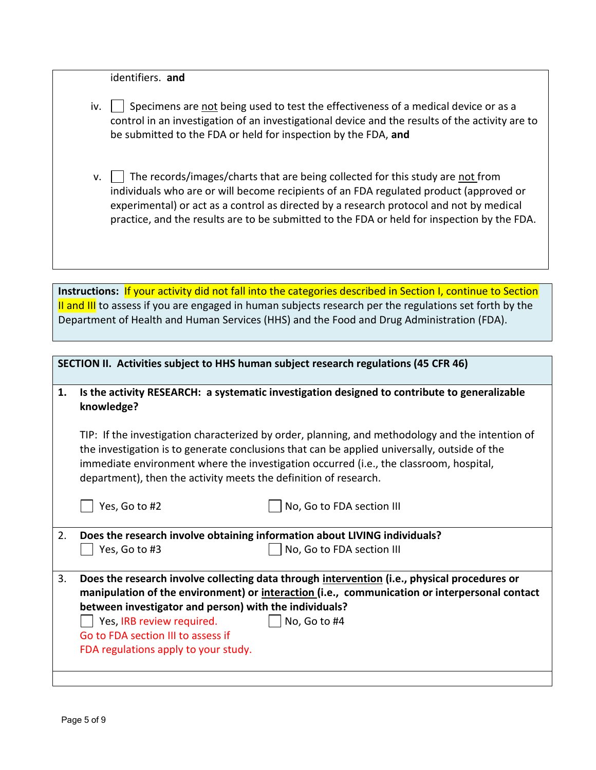identifiers. **and**

iv. ☐ Specimens are <u>not</u> being used to test the effectiveness of a medical device or as a control in an investigation of an investigational device and the results of the activity are to be submitted to the FDA or held for inspection by the FDA, **and**

v. ☐ The records/images/charts that are being collected for this study are <u>not</u> from individuals who are or will become recipients of an FDA regulated product (approved or experimental) or act as a control as directed by a research protocol and not by medical practice, and the results are to be submitted to the FDA or held for inspection by the FDA.

**Instructions:** If your activity did not fall into the categories described in Section I, continue to Section II and III to assess if you are engaged in human subjects research per the regulations set forth by the Department of Health and Human Services (HHS) and the Food and Drug Administration (FDA).

## SECTION II. Activities subject to HHS human subject research regulations (45 CFR 46)

**1. Is the activity RESEARCH: a systematic investigation designed to contribute to generalizable knowledge?**

TIP: If the investigation characterized by order, planning, and methodology and the intention of the investigation is to generate conclusions that can be applied universally, outside of the immediate environment where the investigation occurred (i.e., the classroom, hospital, department), then the activity meets the definition of research.

☐ Yes, Go to #2 ☐ No, Go to FDA section III

**2. Does the research involve obtaining information about LIVING individuals?**

☐ Yes, Go to #3 ☐ No, Go to FDA section III

**3. Does the research involve collecting data through <u>intervention</u> (i.e., physical procedures or manipulation of the environment) or <u>interaction</u> (i.e., communication or interpersonal contact between investigator and person) with the individuals?**

☐ Yes, IRB review required. Go to FDA section III to assess if FDA regulations apply to your study. ☐ No, Go to #4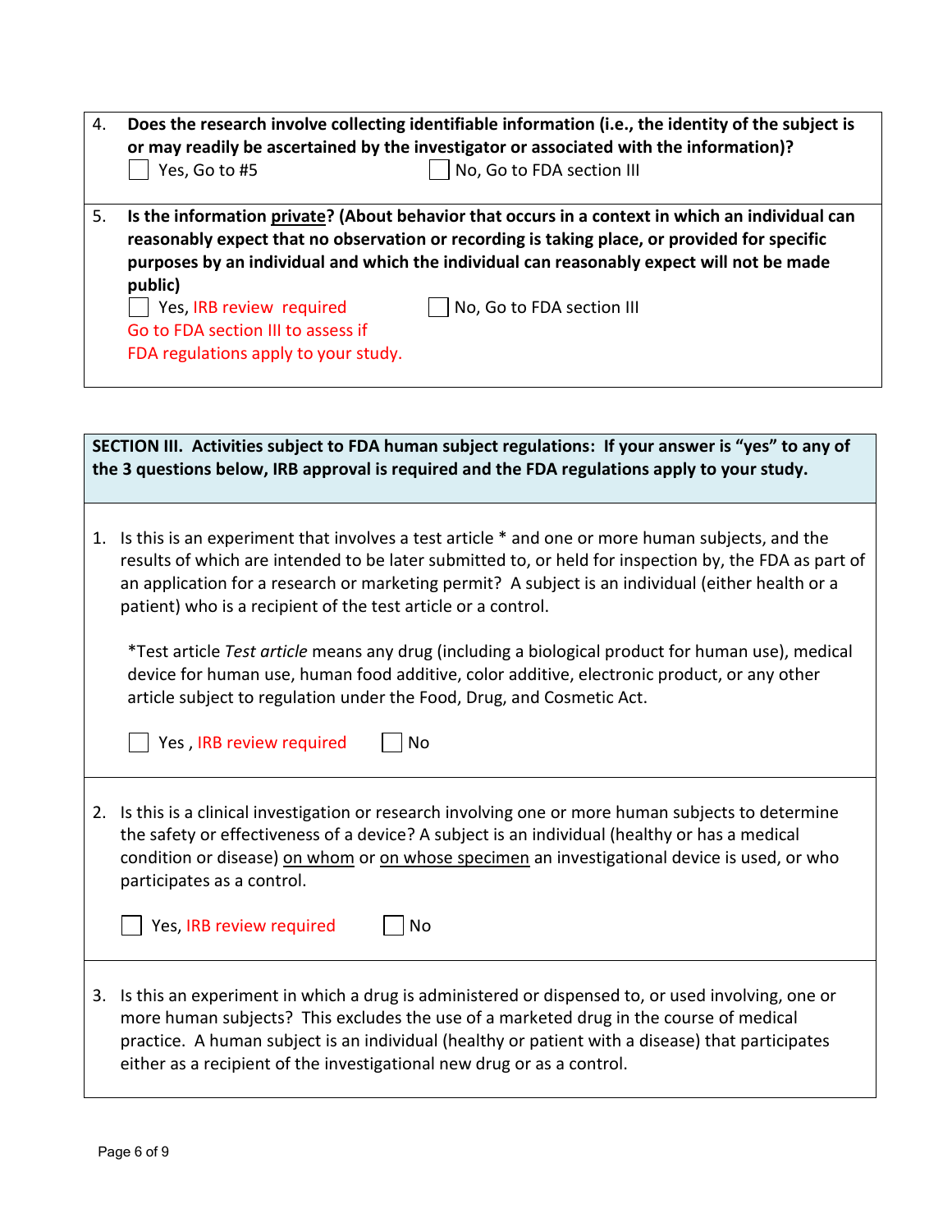4. **Does the research involve collecting identifiable information (i.e., the identity of the subject is or may readily be ascertained by the investigator or associated with the information)?**

   ☐ Yes, Go to #5 ☐ No, Go to FDA section III

5. **Is the information <u>private</u>? (About behavior that occurs in a context in which an individual can reasonably expect that no observation or recording is taking place, or provided for specific purposes by an individual and which the individual can reasonably expect will not be made public)**

   ☐ Yes, IRB review required Go to FDA section III to assess if FDA regulations apply to your study. ☐ No, Go to FDA section III

**SECTION III. Activities subject to FDA human subject regulations: If your answer is "yes" to any of the 3 questions below, IRB approval is required and the FDA regulations apply to your study.**

1. Is this is an experiment that involves a test article * and one or more human subjects, and the results of which are intended to be later submitted to, or held for inspection by, the FDA as part of an application for a research or marketing permit? A subject is an individual (either health or a patient) who is a recipient of the test article or a control.

   *Test article *Test article* means any drug (including a biological product for human use), medical device for human use, human food additive, color additive, electronic product, or any other article subject to regulation under the Food, Drug, and Cosmetic Act.

   ☐ Yes , IRB review required ☐ No

2. Is this is a clinical investigation or research involving one or more human subjects to determine the safety or effectiveness of a device? A subject is an individual (healthy or has a medical condition or disease) <u>on whom</u> or <u>on whose specimen</u> an investigational device is used, or who participates as a control.

   ☐ Yes, IRB review required ☐ No

3. Is this an experiment in which a drug is administered or dispensed to, or used involving, one or more human subjects? This excludes the use of a marketed drug in the course of medical practice. A human subject is an individual (healthy or patient with a disease) that participates either as a recipient of the investigational new drug or as a control.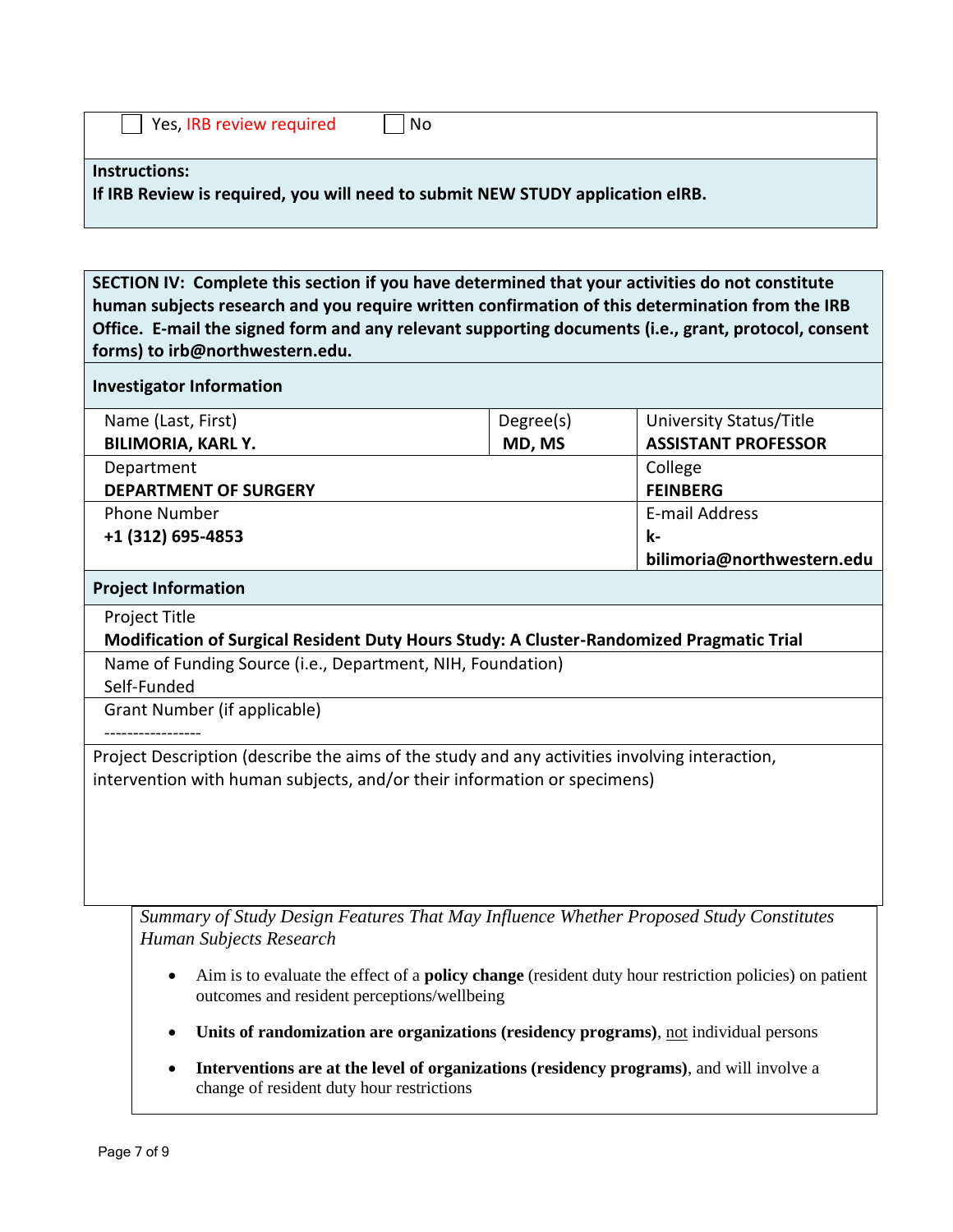☐ Yes, IRB review required ☐ No

**Instructions:**
**If IRB Review is required, you will need to submit NEW STUDY application eIRB.**

**SECTION IV: Complete this section if you have determined that your activities do not constitute human subjects research and you require written confirmation of this determination from the IRB Office. E-mail the signed form and any relevant supporting documents (i.e., grant, protocol, consent forms) to irb@northwestern.edu.**

**Investigator Information**

| Name (Last, First) | Degree(s) | University Status/Title |
|---|---|---|
| **BILIMORIA, KARL Y.** | **MD, MS** | **ASSISTANT PROFESSOR** |
| Department<br>**DEPARTMENT OF SURGERY** | | College<br>**FEINBERG** |
| Phone Number<br>**+1 (312) 695-4853** | | E-mail Address<br>**k-bilimoria@northwestern.edu** |

**Project Information**

Project Title
**Modification of Surgical Resident Duty Hours Study: A Cluster-Randomized Pragmatic Trial**

Name of Funding Source (i.e., Department, NIH, Foundation)
Self-Funded

Grant Number (if applicable)
-----------------

Project Description (describe the aims of the study and any activities involving interaction, intervention with human subjects, and/or their information or specimens)

*Summary of Study Design Features That May Influence Whether Proposed Study Constitutes Human Subjects Research*

- Aim is to evaluate the effect of a **policy change** (resident duty hour restriction policies) on patient outcomes and resident perceptions/wellbeing
- **Units of randomization are organizations (residency programs)**, not individual persons
- **Interventions are at the level of organizations (residency programs)**, and will involve a change of resident duty hour restrictions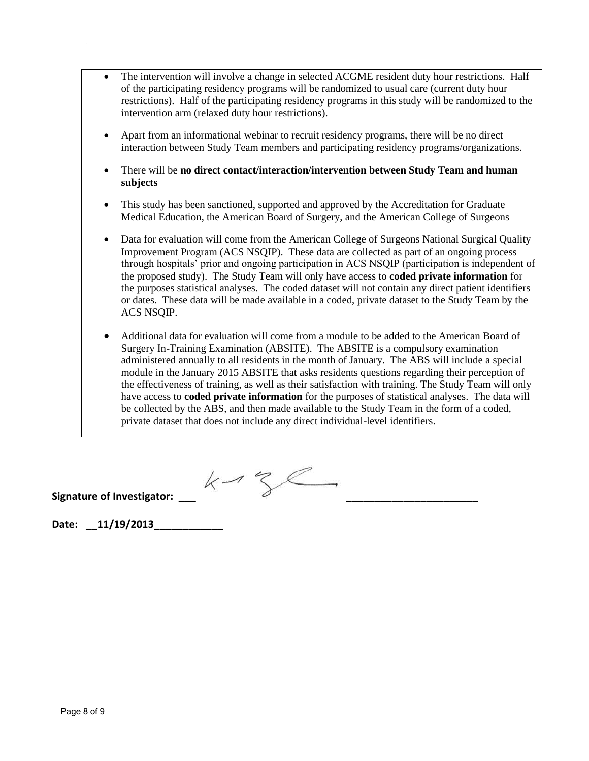- The intervention will involve a change in selected ACGME resident duty hour restrictions. Half of the participating residency programs will be randomized to usual care (current duty hour restrictions). Half of the participating residency programs in this study will be randomized to the intervention arm (relaxed duty hour restrictions).

- Apart from an informational webinar to recruit residency programs, there will be no direct interaction between Study Team members and participating residency programs/organizations.

- There will be **no direct contact/interaction/intervention between Study Team and human subjects**

- This study has been sanctioned, supported and approved by the Accreditation for Graduate Medical Education, the American Board of Surgery, and the American College of Surgeons

- Data for evaluation will come from the American College of Surgeons National Surgical Quality Improvement Program (ACS NSQIP). These data are collected as part of an ongoing process through hospitals' prior and ongoing participation in ACS NSQIP (participation is independent of the proposed study). The Study Team will only have access to **coded private information** for the purposes statistical analyses. The coded dataset will not contain any direct patient identifiers or dates. These data will be made available in a coded, private dataset to the Study Team by the ACS NSQIP.

- Additional data for evaluation will come from a module to be added to the American Board of Surgery In-Training Examination (ABSITE). The ABSITE is a compulsory examination administered annually to all residents in the month of January. The ABS will include a special module in the January 2015 ABSITE that asks residents questions regarding their perception of the effectiveness of training, as well as their satisfaction with training. The Study Team will only have access to **coded private information** for the purposes of statistical analyses. The data will be collected by the ABS, and then made available to the Study Team in the form of a coded, private dataset that does not include any direct individual-level identifiers.

**Signature of Investigator:** ___ [signature] ________________________

**Date:** __11/19/2013____________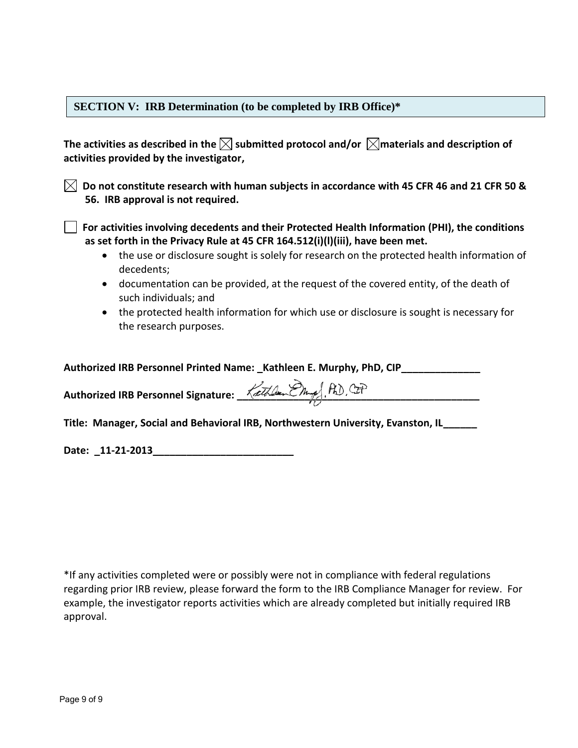## SECTION V: IRB Determination (to be completed by IRB Office)*

**The activities as described in the ☒ submitted protocol and/or ☒ materials and description of activities provided by the investigator,**

☒ **Do not constitute research with human subjects in accordance with 45 CFR 46 and 21 CFR 50 & 56. IRB approval is not required.**

☐ **For activities involving decedents and their Protected Health Information (PHI), the conditions as set forth in the Privacy Rule at 45 CFR 164.512(i)(l)(iii), have been met.**

- the use or disclosure sought is solely for research on the protected health information of decedents;
- documentation can be provided, at the request of the covered entity, of the death of such individuals; and
- the protected health information for which use or disclosure is sought is necessary for the research purposes.

**Authorized IRB Personnel Printed Name: _Kathleen E. Murphy, PhD, CIP______________**

**Authorized IRB Personnel Signature:** Kathleen E. Murphy, PhD, CIP

**Title: Manager, Social and Behavioral IRB, Northwestern University, Evanston, IL______**

**Date: _11-21-2013_________________________**

*If any activities completed were or possibly were not in compliance with federal regulations regarding prior IRB review, please forward the form to the IRB Compliance Manager for review. For example, the investigator reports activities which are already completed but initially required IRB approval.